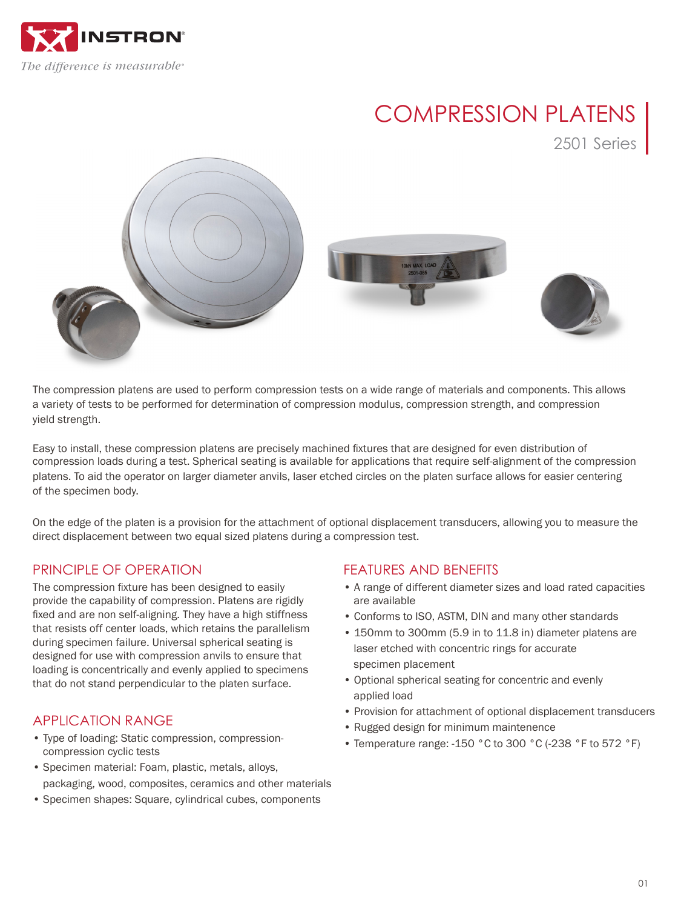# COMPRESSION PLATENS

## 2501 Series

The compression platens are used to perform compression tests on a wide range of materials and components. This allows a variety of tests to be performed for determination of compression modulus, compression strength, and compression yield strength.

Easy to install, these compression platens are precisely machined fixtures that are designed for even distribution of compression loads during a test. Spherical seating is available for applications that require self-alignment of the compression platens. To aid the operator on larger diameter anvils, laser etched circles on the platen surface allows for easier centering of the specimen body.

On the edge of the platen is a provision for the attachment of optional displacement transducers, allowing you to measure the direct displacement between two equal sized platens during a compression test.

## PRINCIPLE OF OPERATION

The compression fixture has been designed to easily provide the capability of compression. Platens are rigidly fixed and are non self-aligning. They have a high stiffness that resists off center loads, which retains the parallelism during specimen failure. Universal spherical seating is designed for use with compression anvils to ensure that loading is concentrically and evenly applied to specimens that do not stand perpendicular to the platen surface.

## APPLICATION RANGE

- Type of loading: Static compression, compression-compression cyclic tests
- Specimen material: Foam, plastic, metals, alloys, packaging, wood, composites, ceramics and other materials
- Specimen shapes: Square, cylindrical cubes, components

## FEATURES AND BENEFITS

- A range of different diameter sizes and load rated capacities are available
- Conforms to ISO, ASTM, DIN and many other standards
- 150mm to 300mm (5.9 in to 11.8 in) diameter platens are laser etched with concentric rings for accurate specimen placement
- Optional spherical seating for concentric and evenly applied load
- Provision for attachment of optional displacement transducers
- Rugged design for minimum maintenence
- Temperature range: -150 °C to 300 °C (-238 °F to 572 °F)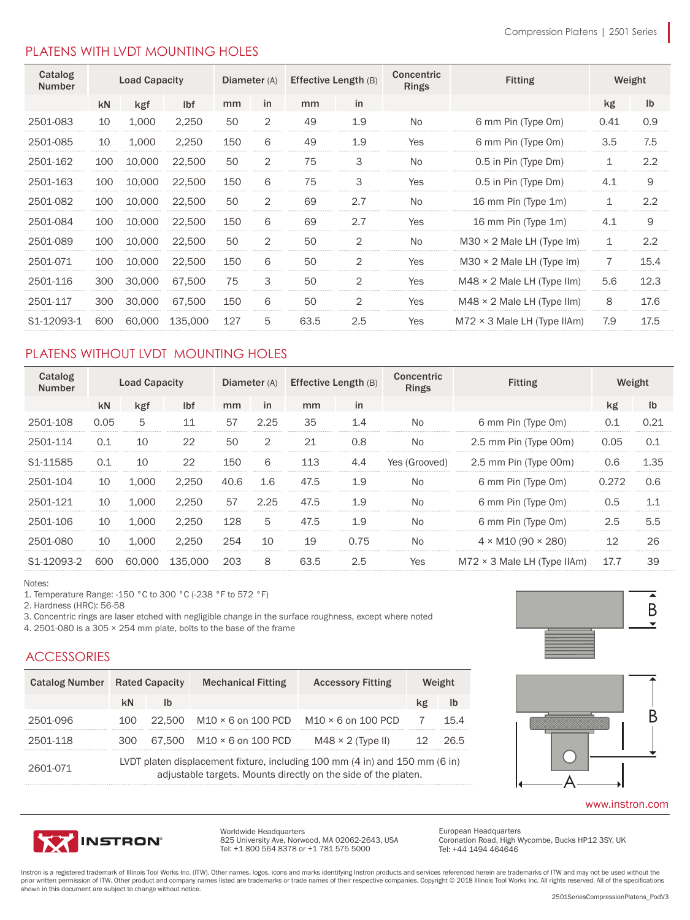## PLATENS WITH LVDT MOUNTING HOLES

| Catalog Number | Load Capacity | | | Diameter (A) | | Effective Length (B) | | Concentric Rings | Fitting | Weight | |
|---|---|---|---|---|---|---|---|---|---|---|---|
| | kN | kgf | lbf | mm | in | mm | in | | | kg | lb |
| 2501-083 | 10 | 1,000 | 2,250 | 50 | 2 | 49 | 1.9 | No | 6 mm Pin (Type 0m) | 0.41 | 0.9 |
| 2501-085 | 10 | 1,000 | 2,250 | 150 | 6 | 49 | 1.9 | Yes | 6 mm Pin (Type 0m) | 3.5 | 7.5 |
| 2501-162 | 100 | 10,000 | 22,500 | 50 | 2 | 75 | 3 | No | 0.5 in Pin (Type Dm) | 1 | 2.2 |
| 2501-163 | 100 | 10,000 | 22,500 | 150 | 6 | 75 | 3 | Yes | 0.5 in Pin (Type Dm) | 4.1 | 9 |
| 2501-082 | 100 | 10,000 | 22,500 | 50 | 2 | 69 | 2.7 | No | 16 mm Pin (Type 1m) | 1 | 2.2 |
| 2501-084 | 100 | 10,000 | 22,500 | 150 | 6 | 69 | 2.7 | Yes | 16 mm Pin (Type 1m) | 4.1 | 9 |
| 2501-089 | 100 | 10,000 | 22,500 | 50 | 2 | 50 | 2 | No | M30 × 2 Male LH (Type Im) | 1 | 2.2 |
| 2501-071 | 100 | 10,000 | 22,500 | 150 | 6 | 50 | 2 | Yes | M30 × 2 Male LH (Type Im) | 7 | 15.4 |
| 2501-116 | 300 | 30,000 | 67,500 | 75 | 3 | 50 | 2 | Yes | M48 × 2 Male LH (Type IIm) | 5.6 | 12.3 |
| 2501-117 | 300 | 30,000 | 67,500 | 150 | 6 | 50 | 2 | Yes | M48 × 2 Male LH (Type IIm) | 8 | 17.6 |
| S1-12093-1 | 600 | 60,000 | 135,000 | 127 | 5 | 63.5 | 2.5 | Yes | M72 × 3 Male LH (Type IIAm) | 7.9 | 17.5 |

## PLATENS WITHOUT LVDT MOUNTING HOLES

| Catalog Number | Load Capacity | | | Diameter (A) | | Effective Length (B) | | Concentric Rings | Fitting | Weight | |
|---|---|---|---|---|---|---|---|---|---|---|---|
| | kN | kgf | lbf | mm | in | mm | in | | | kg | lb |
| 2501-108 | 0.05 | 5 | 11 | 57 | 2.25 | 35 | 1.4 | No | 6 mm Pin (Type 0m) | 0.1 | 0.21 |
| 2501-114 | 0.1 | 10 | 22 | 50 | 2 | 21 | 0.8 | No | 2.5 mm Pin (Type 00m) | 0.05 | 0.1 |
| S1-11585 | 0.1 | 10 | 22 | 150 | 6 | 113 | 4.4 | Yes (Grooved) | 2.5 mm Pin (Type 00m) | 0.6 | 1.35 |
| 2501-104 | 10 | 1,000 | 2,250 | 40.6 | 1.6 | 47.5 | 1.9 | No | 6 mm Pin (Type 0m) | 0.272 | 0.6 |
| 2501-121 | 10 | 1,000 | 2,250 | 57 | 2.25 | 47.5 | 1.9 | No | 6 mm Pin (Type 0m) | 0.5 | 1.1 |
| 2501-106 | 10 | 1,000 | 2,250 | 128 | 5 | 47.5 | 1.9 | No | 6 mm Pin (Type 0m) | 2.5 | 5.5 |
| 2501-080 | 10 | 1,000 | 2,250 | 254 | 10 | 19 | 0.75 | No | 4 × M10 (90 × 280) | 12 | 26 |
| S1-12093-2 | 600 | 60,000 | 135,000 | 203 | 8 | 63.5 | 2.5 | Yes | M72 × 3 Male LH (Type IIAm) | 17.7 | 39 |

Notes:

1. Temperature Range: -150 °C to 300 °C (-238 °F to 572 °F)
2. Hardness (HRC): 56-58
3. Concentric rings are laser etched with negligible change in the surface roughness, except where noted
4. 2501-080 is a 305 × 254 mm plate, bolts to the base of the frame

B

B

A

## ACCESSORIES

| Catalog Number | Rated Capacity | | Mechanical Fitting | Accessory Fitting | Weight | |
|---|---|---|---|---|---|---|
| | kN | lb | | | kg | lb |
| 2501-096 | 100 | 22,500 | M10 × 6 on 100 PCD | M10 × 6 on 100 PCD | 7 | 15.4 |
| 2501-118 | 300 | 67,500 | M10 × 6 on 100 PCD | M48 × 2 (Type II) | 12 | 26.5 |
| 2601-071 | LVDT platen displacement fixture, including 100 mm (4 in) and 150 mm (6 in) adjustable targets. Mounts directly on the side of the platen. | | | | | |

www.instron.com

INSTRON®

Worldwide Headquarters
825 University Ave, Norwood, MA 02062-2643, USA
Tel: +1 800 564 8378 or +1 781 575 5000

European Headquarters
Coronation Road, High Wycombe, Bucks HP12 3SY, UK
Tel: +44 1494 464646

Instron is a registered trademark of Illinois Tool Works Inc. (ITW). Other names, logos, icons and marks identifying Instron products and services referenced herein are trademarks of ITW and may not be used without the prior written permission of ITW. Other product and company names listed are trademarks or trade names of their respective companies. Copyright © 2018 Illinois Tool Works Inc. All rights reserved. All of the specifications shown in this document are subject to change without notice.

2501SeriesCompressionPlatens_PodV3